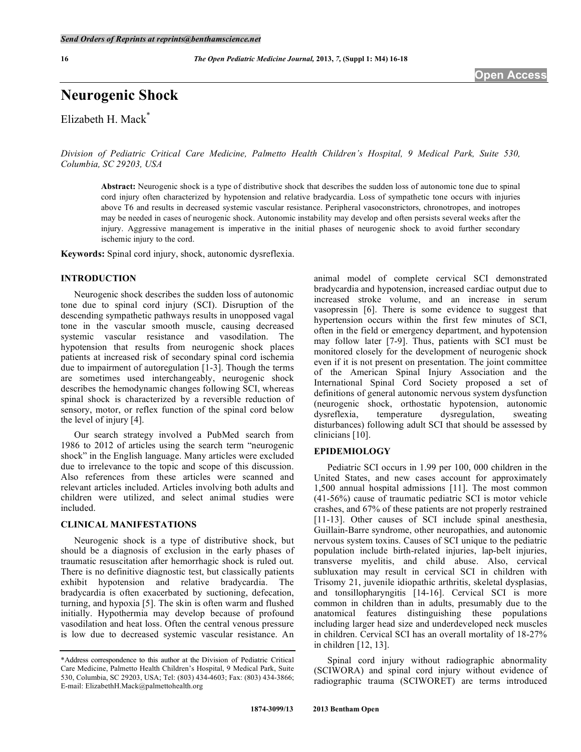# Neurogenic Shock

Elizabeth H. Mack*

*Division of Pediatric Critical Care Medicine, Palmetto Health Children's Hospital, 9 Medical Park, Suite 530, Columbia, SC 29203, USA*

**Abstract:** Neurogenic shock is a type of distributive shock that describes the sudden loss of autonomic tone due to spinal cord injury often characterized by hypotension and relative bradycardia. Loss of sympathetic tone occurs with injuries above T6 and results in decreased systemic vascular resistance. Peripheral vasoconstrictors, chronotropes, and inotropes may be needed in cases of neurogenic shock. Autonomic instability may develop and often persists several weeks after the injury. Aggressive management is imperative in the initial phases of neurogenic shock to avoid further secondary ischemic injury to the cord.

**Keywords:** Spinal cord injury, shock, autonomic dysreflexia.

## INTRODUCTION

Neurogenic shock describes the sudden loss of autonomic tone due to spinal cord injury (SCI). Disruption of the descending sympathetic pathways results in unopposed vagal tone in the vascular smooth muscle, causing decreased systemic vascular resistance and vasodilation. The hypotension that results from neurogenic shock places patients at increased risk of secondary spinal cord ischemia due to impairment of autoregulation [1-3]. Though the terms are sometimes used interchangeably, neurogenic shock describes the hemodynamic changes following SCI, whereas spinal shock is characterized by a reversible reduction of sensory, motor, or reflex function of the spinal cord below the level of injury [4].

Our search strategy involved a PubMed search from 1986 to 2012 of articles using the search term "neurogenic shock" in the English language. Many articles were excluded due to irrelevance to the topic and scope of this discussion. Also references from these articles were scanned and relevant articles included. Articles involving both adults and children were utilized, and select animal studies were included.

## CLINICAL MANIFESTATIONS

Neurogenic shock is a type of distributive shock, but should be a diagnosis of exclusion in the early phases of traumatic resuscitation after hemorrhagic shock is ruled out. There is no definitive diagnostic test, but classically patients exhibit hypotension and relative bradycardia. The bradycardia is often exacerbated by suctioning, defecation, turning, and hypoxia [5]. The skin is often warm and flushed initially. Hypothermia may develop because of profound vasodilation and heat loss. Often the central venous pressure is low due to decreased systemic vascular resistance. An animal model of complete cervical SCI demonstrated bradycardia and hypotension, increased cardiac output due to increased stroke volume, and an increase in serum vasopressin [6]. There is some evidence to suggest that hypertension occurs within the first few minutes of SCI, often in the field or emergency department, and hypotension may follow later [7-9]. Thus, patients with SCI must be monitored closely for the development of neurogenic shock even if it is not present on presentation. The joint committee of the American Spinal Injury Association and the International Spinal Cord Society proposed a set of definitions of general autonomic nervous system dysfunction (neurogenic shock, orthostatic hypotension, autonomic dysreflexia, temperature dysregulation, sweating disturbances) following adult SCI that should be assessed by clinicians [10].

## EPIDEMIOLOGY

Pediatric SCI occurs in 1.99 per 100, 000 children in the United States, and new cases account for approximately 1,500 annual hospital admissions [11]. The most common (41-56%) cause of traumatic pediatric SCI is motor vehicle crashes, and 67% of these patients are not properly restrained [11-13]. Other causes of SCI include spinal anesthesia, Guillain-Barre syndrome, other neuropathies, and autonomic nervous system toxins. Causes of SCI unique to the pediatric population include birth-related injuries, lap-belt injuries, transverse myelitis, and child abuse. Also, cervical subluxation may result in cervical SCI in children with Trisomy 21, juvenile idiopathic arthritis, skeletal dysplasias, and tonsillopharyngitis [14-16]. Cervical SCI is more common in children than in adults, presumably due to the anatomical features distinguishing these populations including larger head size and underdeveloped neck muscles in children. Cervical SCI has an overall mortality of 18-27% in children [12, 13].

Spinal cord injury without radiographic abnormality (SCIWORA) and spinal cord injury without evidence of radiographic trauma (SCIWORET) are terms introduced

*Address correspondence to this author at the Division of Pediatric Critical Care Medicine, Palmetto Health Children's Hospital, 9 Medical Park, Suite 530, Columbia, SC 29203, USA; Tel: (803) 434-4603; Fax: (803) 434-3866; E-mail: ElizabethH.Mack@palmettohealth.org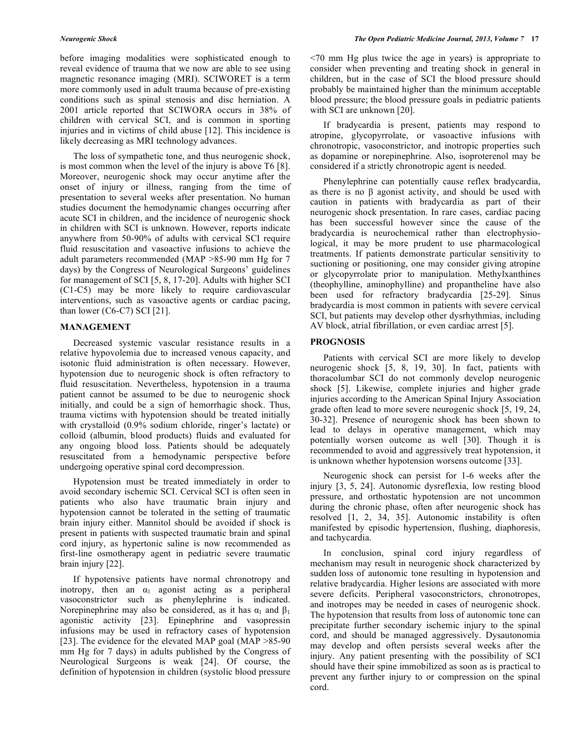before imaging modalities were sophisticated enough to reveal evidence of trauma that we now are able to see using magnetic resonance imaging (MRI). SCIWORET is a term more commonly used in adult trauma because of pre-existing conditions such as spinal stenosis and disc herniation. A 2001 article reported that SCIWORA occurs in 38% of children with cervical SCI, and is common in sporting injuries and in victims of child abuse [12]. This incidence is likely decreasing as MRI technology advances.

The loss of sympathetic tone, and thus neurogenic shock, is most common when the level of the injury is above T6 [8]. Moreover, neurogenic shock may occur anytime after the onset of injury or illness, ranging from the time of presentation to several weeks after presentation. No human studies document the hemodynamic changes occurring after acute SCI in children, and the incidence of neurogenic shock in children with SCI is unknown. However, reports indicate anywhere from 50-90% of adults with cervical SCI require fluid resuscitation and vasoactive infusions to achieve the adult parameters recommended (MAP >85-90 mm Hg for 7 days) by the Congress of Neurological Surgeons' guidelines for management of SCI [5, 8, 17-20]. Adults with higher SCI (C1-C5) may be more likely to require cardiovascular interventions, such as vasoactive agents or cardiac pacing, than lower (C6-C7) SCI [21].

## MANAGEMENT

Decreased systemic vascular resistance results in a relative hypovolemia due to increased venous capacity, and isotonic fluid administration is often necessary. However, hypotension due to neurogenic shock is often refractory to fluid resuscitation. Nevertheless, hypotension in a trauma patient cannot be assumed to be due to neurogenic shock initially, and could be a sign of hemorrhagic shock. Thus, trauma victims with hypotension should be treated initially with crystalloid (0.9% sodium chloride, ringer's lactate) or colloid (albumin, blood products) fluids and evaluated for any ongoing blood loss. Patients should be adequately resuscitated from a hemodynamic perspective before undergoing operative spinal cord decompression.

Hypotension must be treated immediately in order to avoid secondary ischemic SCI. Cervical SCI is often seen in patients who also have traumatic brain injury and hypotension cannot be tolerated in the setting of traumatic brain injury either. Mannitol should be avoided if shock is present in patients with suspected traumatic brain and spinal cord injury, as hypertonic saline is now recommended as first-line osmotherapy agent in pediatric severe traumatic brain injury [22].

If hypotensive patients have normal chronotropy and inotropy, then an $\alpha_1$ agonist acting as a peripheral vasoconstrictor such as phenylephrine is indicated. Norepinephrine may also be considered, as it has $\alpha_1$ and $\beta_1$ agonistic activity [23]. Epinephrine and vasopressin infusions may be used in refractory cases of hypotension [23]. The evidence for the elevated MAP goal (MAP >85-90 mm Hg for 7 days) in adults published by the Congress of Neurological Surgeons is weak [24]. Of course, the definition of hypotension in children (systolic blood pressure <70 mm Hg plus twice the age in years) is appropriate to consider when preventing and treating shock in general in children, but in the case of SCI the blood pressure should probably be maintained higher than the minimum acceptable blood pressure; the blood pressure goals in pediatric patients with SCI are unknown [20].

If bradycardia is present, patients may respond to atropine, glycopyrrolate, or vasoactive infusions with chronotropic, vasoconstrictor, and inotropic properties such as dopamine or norepinephrine. Also, isoproterenol may be considered if a strictly chronotropic agent is needed.

Phenylephrine can potentially cause reflex bradycardia, as there is no β agonist activity, and should be used with caution in patients with bradycardia as part of their neurogenic shock presentation. In rare cases, cardiac pacing has been successful however since the cause of the bradycardia is neurochemical rather than electrophysiological, it may be more prudent to use pharmacological treatments. If patients demonstrate particular sensitivity to suctioning or positioning, one may consider giving atropine or glycopyrrolate prior to manipulation. Methylxanthines (theophylline, aminophylline) and propantheline have also been used for refractory bradycardia [25-29]. Sinus bradycardia is most common in patients with severe cervical SCI, but patients may develop other dysrhythmias, including AV block, atrial fibrillation, or even cardiac arrest [5].

## PROGNOSIS

Patients with cervical SCI are more likely to develop neurogenic shock [5, 8, 19, 30]. In fact, patients with thoracolumbar SCI do not commonly develop neurogenic shock [5]. Likewise, complete injuries and higher grade injuries according to the American Spinal Injury Association grade often lead to more severe neurogenic shock [5, 19, 24, 30-32]. Presence of neurogenic shock has been shown to lead to delays in operative management, which may potentially worsen outcome as well [30]. Though it is recommended to avoid and aggressively treat hypotension, it is unknown whether hypotension worsens outcome [33].

Neurogenic shock can persist for 1-6 weeks after the injury [3, 5, 24]. Autonomic dysreflexia, low resting blood pressure, and orthostatic hypotension are not uncommon during the chronic phase, often after neurogenic shock has resolved [1, 2, 34, 35]. Autonomic instability is often manifested by episodic hypertension, flushing, diaphoresis, and tachycardia.

In conclusion, spinal cord injury regardless of mechanism may result in neurogenic shock characterized by sudden loss of autonomic tone resulting in hypotension and relative bradycardia. Higher lesions are associated with more severe deficits. Peripheral vasoconstrictors, chronotropes, and inotropes may be needed in cases of neurogenic shock. The hypotension that results from loss of autonomic tone can precipitate further secondary ischemic injury to the spinal cord, and should be managed aggressively. Dysautonomia may develop and often persists several weeks after the injury. Any patient presenting with the possibility of SCI should have their spine immobilized as soon as is practical to prevent any further injury to or compression on the spinal cord.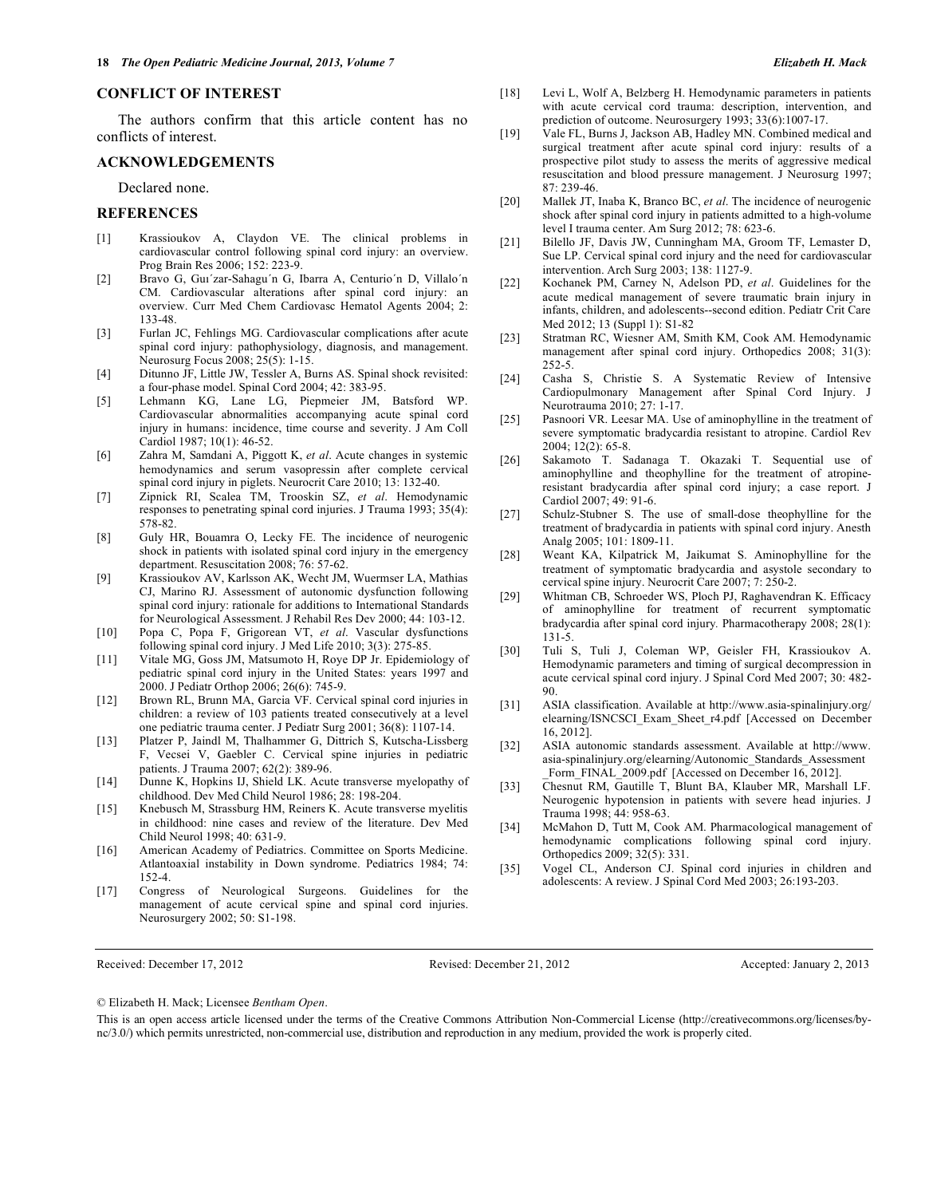## CONFLICT OF INTEREST

The authors confirm that this article content has no conflicts of interest.

## ACKNOWLEDGEMENTS

Declared none.

## REFERENCES

[1] Krassioukov A, Claydon VE. The clinical problems in cardiovascular control following spinal cord injury: an overview. Prog Brain Res 2006; 152: 223-9.

[2] Bravo G, Gui´zar-Sahagu´n G, Ibarra A, Centurio´n D, Villalo´n CM. Cardiovascular alterations after spinal cord injury: an overview. Curr Med Chem Cardiovasc Hematol Agents 2004; 2: 133-48.

[3] Furlan JC, Fehlings MG. Cardiovascular complications after acute spinal cord injury: pathophysiology, diagnosis, and management. Neurosurg Focus 2008; 25(5): 1-15.

[4] Ditunno JF, Little JW, Tessler A, Burns AS. Spinal shock revisited: a four-phase model. Spinal Cord 2004; 42: 383-95.

[5] Lehmann KG, Lane LG, Piepmeier JM, Batsford WP. Cardiovascular abnormalities accompanying acute spinal cord injury in humans: incidence, time course and severity. J Am Coll Cardiol 1987; 10(1): 46-52.

[6] Zahra M, Samdani A, Piggott K, *et al*. Acute changes in systemic hemodynamics and serum vasopressin after complete cervical spinal cord injury in piglets. Neurocrit Care 2010; 13: 132-40.

[7] Zipnick RI, Scalea TM, Trooskin SZ, *et al*. Hemodynamic responses to penetrating spinal cord injuries. J Trauma 1993; 35(4): 578-82.

[8] Guly HR, Bouamra O, Lecky FE. The incidence of neurogenic shock in patients with isolated spinal cord injury in the emergency department. Resuscitation 2008; 76: 57-62.

[9] Krassioukov AV, Karlsson AK, Wecht JM, Wuermser LA, Mathias CJ, Marino RJ. Assessment of autonomic dysfunction following spinal cord injury: rationale for additions to International Standards for Neurological Assessment. J Rehabil Res Dev 2000; 44: 103-12.

[10] Popa C, Popa F, Grigorean VT, *et al*. Vascular dysfunctions following spinal cord injury. J Med Life 2010; 3(3): 275-85.

[11] Vitale MG, Goss JM, Matsumoto H, Roye DP Jr. Epidemiology of pediatric spinal cord injury in the United States: years 1997 and 2000. J Pediatr Orthop 2006; 26(6): 745-9.

[12] Brown RL, Brunn MA, Garcia VF. Cervical spinal cord injuries in children: a review of 103 patients treated consecutively at a level one pediatric trauma center. J Pediatr Surg 2001; 36(8): 1107-14.

[13] Platzer P, Jaindl M, Thalhammer G, Dittrich S, Kutscha-Lissberg F, Vecsei V, Gaebler C. Cervical spine injuries in pediatric patients. J Trauma 2007; 62(2): 389-96.

[14] Dunne K, Hopkins IJ, Shield LK. Acute transverse myelopathy of childhood. Dev Med Child Neurol 1986; 28: 198-204.

[15] Knebusch M, Strassburg HM, Reiners K. Acute transverse myelitis in childhood: nine cases and review of the literature. Dev Med Child Neurol 1998; 40: 631-9.

[16] American Academy of Pediatrics. Committee on Sports Medicine. Atlantoaxial instability in Down syndrome. Pediatrics 1984; 74: 152-4.

[17] Congress of Neurological Surgeons. Guidelines for the management of acute cervical spine and spinal cord injuries. Neurosurgery 2002; 50: S1-198.

[18] Levi L, Wolf A, Belzberg H. Hemodynamic parameters in patients with acute cervical cord trauma: description, intervention, and prediction of outcome. Neurosurgery 1993; 33(6):1007-17.

[19] Vale FL, Burns J, Jackson AB, Hadley MN. Combined medical and surgical treatment after acute spinal cord injury: results of a prospective pilot study to assess the merits of aggressive medical resuscitation and blood pressure management. J Neurosurg 1997; 87: 239-46.

[20] Mallek JT, Inaba K, Branco BC, *et al*. The incidence of neurogenic shock after spinal cord injury in patients admitted to a high-volume level I trauma center. Am Surg 2012; 78: 623-6.

[21] Bilello JF, Davis JW, Cunningham MA, Groom TF, Lemaster D, Sue LP. Cervical spinal cord injury and the need for cardiovascular intervention. Arch Surg 2003; 138: 1127-9.

[22] Kochanek PM, Carney N, Adelson PD, *et al*. Guidelines for the acute medical management of severe traumatic brain injury in infants, children, and adolescents--second edition. Pediatr Crit Care Med 2012; 13 (Suppl 1): S1-82

[23] Stratman RC, Wiesner AM, Smith KM, Cook AM. Hemodynamic management after spinal cord injury. Orthopedics 2008; 31(3): 252-5.

[24] Casha S, Christie S. A Systematic Review of Intensive Cardiopulmonary Management after Spinal Cord Injury. J Neurotrauma 2010; 27: 1-17.

[25] Pasnoori VR. Leesar MA. Use of aminophylline in the treatment of severe symptomatic bradycardia resistant to atropine. Cardiol Rev 2004; 12(2): 65-8.

[26] Sakamoto T. Sadanaga T. Okazaki T. Sequential use of aminophylline and theophylline for the treatment of atropine-resistant bradycardia after spinal cord injury; a case report. J Cardiol 2007; 49: 91-6.

[27] Schulz-Stubner S. The use of small-dose theophylline for the treatment of bradycardia in patients with spinal cord injury. Anesth Analg 2005; 101: 1809-11.

[28] Weant KA, Kilpatrick M, Jaikumat S. Aminophylline for the treatment of symptomatic bradycardia and asystole secondary to cervical spine injury. Neurocrit Care 2007; 7: 250-2.

[29] Whitman CB, Schroeder WS, Ploch PJ, Raghavendran K. Efficacy of aminophylline for treatment of recurrent symptomatic bradycardia after spinal cord injury. Pharmacotherapy 2008; 28(1): 131-5.

[30] Tuli S, Tuli J, Coleman WP, Geisler FH, Krassioukov A. Hemodynamic parameters and timing of surgical decompression in acute cervical spinal cord injury. J Spinal Cord Med 2007; 30: 482-90.

[31] ASIA classification. Available at http://www.asia-spinalinjury.org/elearning/ISNCSCI_Exam_Sheet_r4.pdf [Accessed on December 16, 2012].

[32] ASIA autonomic standards assessment. Available at http://www.asia-spinalinjury.org/elearning/Autonomic_Standards_Assessment_Form_FINAL_2009.pdf [Accessed on December 16, 2012].

[33] Chesnut RM, Gautille T, Blunt BA, Klauber MR, Marshall LF. Neurogenic hypotension in patients with severe head injuries. J Trauma 1998; 44: 958-63.

[34] McMahon D, Tutt M, Cook AM. Pharmacological management of hemodynamic complications following spinal cord injury. Orthopedics 2009; 32(5): 331.

[35] Vogel CL, Anderson CJ. Spinal cord injuries in children and adolescents: A review. J Spinal Cord Med 2003; 26:193-203.

Received: December 17, 2012 Revised: December 21, 2012 Accepted: January 2, 2013

© Elizabeth H. Mack; Licensee *Bentham Open*.

This is an open access article licensed under the terms of the Creative Commons Attribution Non-Commercial License (http://creativecommons.org/licenses/by-nc/3.0/) which permits unrestricted, non-commercial use, distribution and reproduction in any medium, provided the work is properly cited.